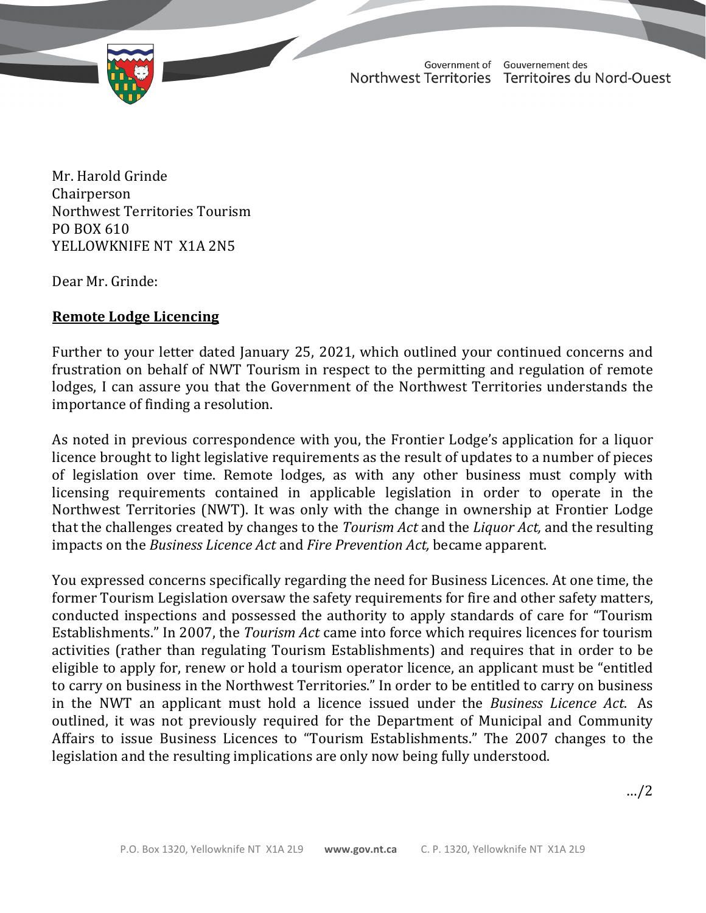Government of Northwest Territories — Gouvernement des Territoires du Nord-Ouest

Mr. Harold Grinde
Chairperson
Northwest Territories Tourism
PO BOX 610
YELLOWKNIFE NT  X1A 2N5

Dear Mr. Grinde:

**Remote Lodge Licencing**

Further to your letter dated January 25, 2021, which outlined your continued concerns and frustration on behalf of NWT Tourism in respect to the permitting and regulation of remote lodges, I can assure you that the Government of the Northwest Territories understands the importance of finding a resolution.

As noted in previous correspondence with you, the Frontier Lodge's application for a liquor licence brought to light legislative requirements as the result of updates to a number of pieces of legislation over time. Remote lodges, as with any other business must comply with licensing requirements contained in applicable legislation in order to operate in the Northwest Territories (NWT). It was only with the change in ownership at Frontier Lodge that the challenges created by changes to the *Tourism Act* and the *Liquor Act,* and the resulting impacts on the *Business Licence Act* and *Fire Prevention Act,* became apparent.

You expressed concerns specifically regarding the need for Business Licences. At one time, the former Tourism Legislation oversaw the safety requirements for fire and other safety matters, conducted inspections and possessed the authority to apply standards of care for "Tourism Establishments." In 2007, the *Tourism Act* came into force which requires licences for tourism activities (rather than regulating Tourism Establishments) and requires that in order to be eligible to apply for, renew or hold a tourism operator licence, an applicant must be "entitled to carry on business in the Northwest Territories." In order to be entitled to carry on business in the NWT an applicant must hold a licence issued under the *Business Licence Act*. As outlined, it was not previously required for the Department of Municipal and Community Affairs to issue Business Licences to "Tourism Establishments." The 2007 changes to the legislation and the resulting implications are only now being fully understood.

.../2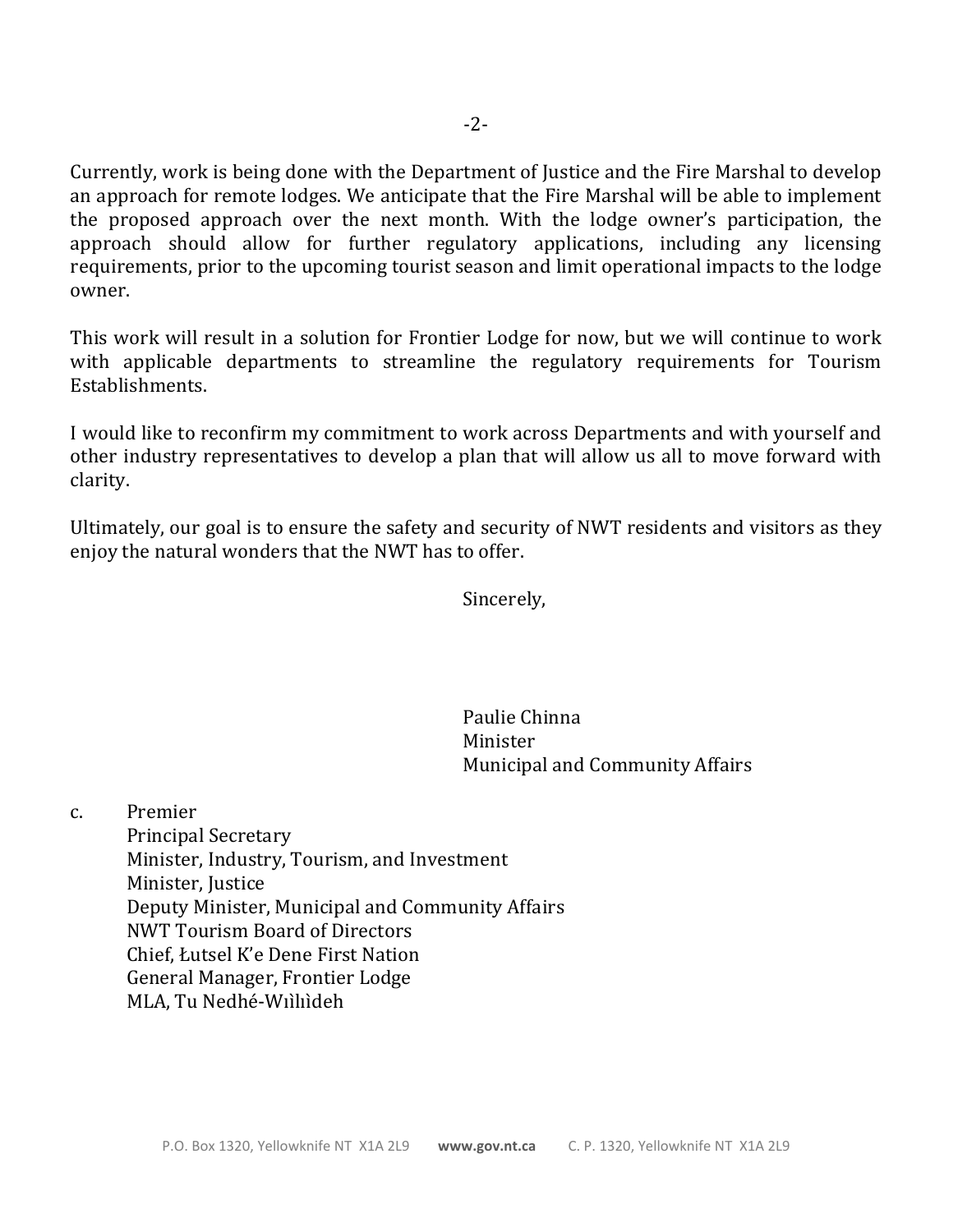Currently, work is being done with the Department of Justice and the Fire Marshal to develop an approach for remote lodges. We anticipate that the Fire Marshal will be able to implement the proposed approach over the next month. With the lodge owner's participation, the approach should allow for further regulatory applications, including any licensing requirements, prior to the upcoming tourist season and limit operational impacts to the lodge owner.

This work will result in a solution for Frontier Lodge for now, but we will continue to work with applicable departments to streamline the regulatory requirements for Tourism Establishments.

I would like to reconfirm my commitment to work across Departments and with yourself and other industry representatives to develop a plan that will allow us all to move forward with clarity.

Ultimately, our goal is to ensure the safety and security of NWT residents and visitors as they enjoy the natural wonders that the NWT has to offer.

Sincerely,

Paulie Chinna
Minister
Municipal and Community Affairs

c. Premier
Principal Secretary
Minister, Industry, Tourism, and Investment
Minister, Justice
Deputy Minister, Municipal and Community Affairs
NWT Tourism Board of Directors
Chief, Łutsel K'e Dene First Nation
General Manager, Frontier Lodge
MLA, Tu Nedhé-Wıìlıìdeh

P.O. Box 1320, Yellowknife NT X1A 2L9 **www.gov.nt.ca** C. P. 1320, Yellowknife NT X1A 2L9